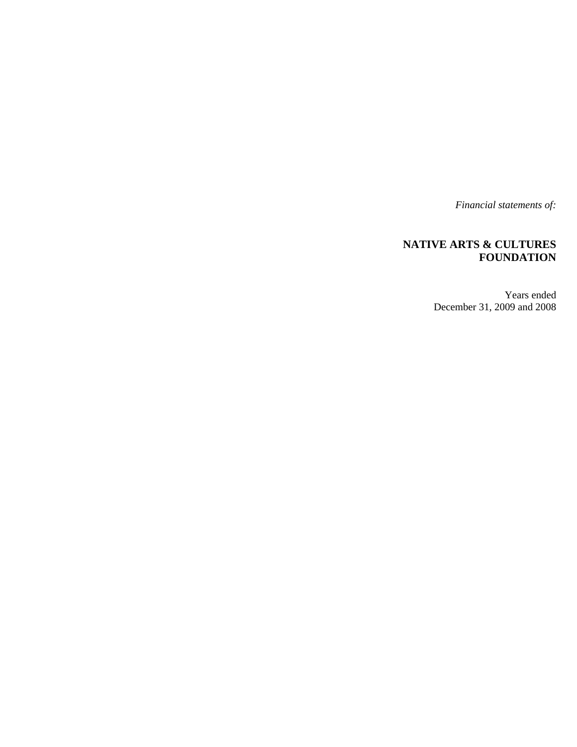*Financial statements of:*

# NATIVE ARTS & CULTURES FOUNDATION

Years ended
December 31, 2009 and 2008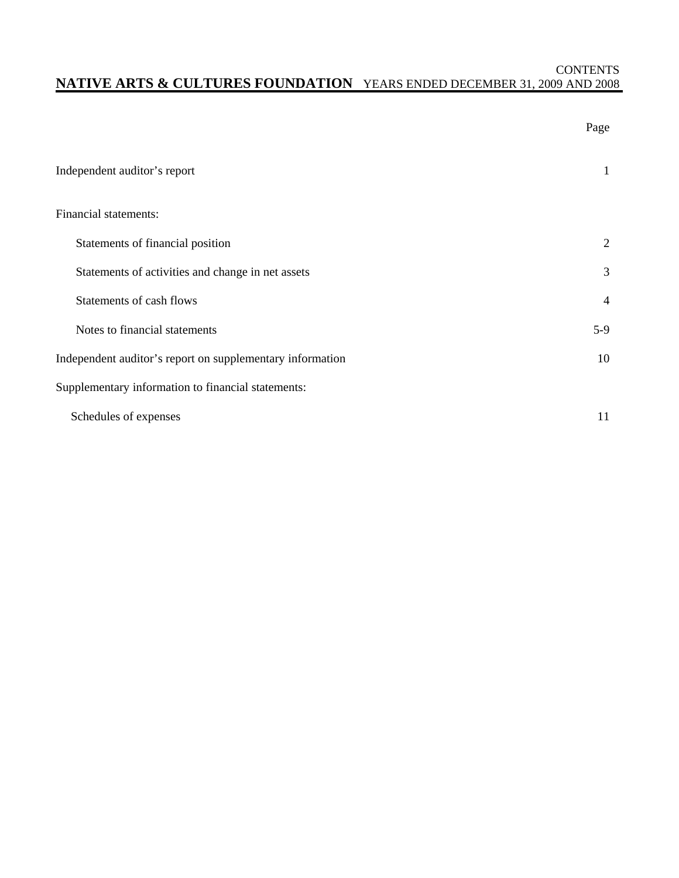# NATIVE ARTS & CULTURES FOUNDATION

CONTENTS

YEARS ENDED DECEMBER 31, 2009 AND 2008

| | Page |
|---|---|
| Independent auditor's report | 1 |
| Financial statements: | |
| Statements of financial position | 2 |
| Statements of activities and change in net assets | 3 |
| Statements of cash flows | 4 |
| Notes to financial statements | 5-9 |
| Independent auditor's report on supplementary information | 10 |
| Supplementary information to financial statements: | |
| Schedules of expenses | 11 |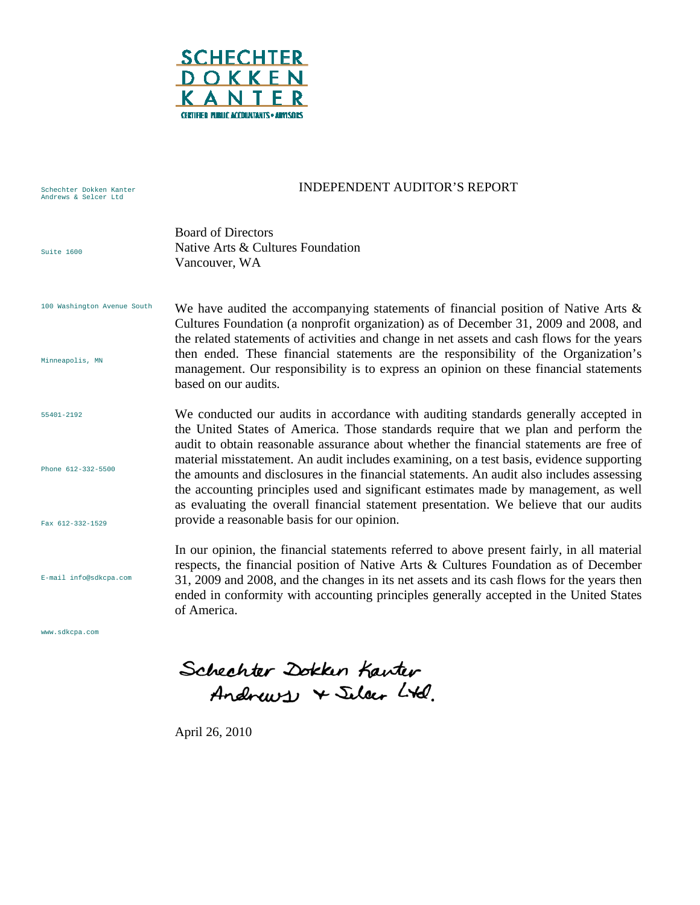SCHECHTER
DOKKEN
KANTER
CERTIFIED PUBLIC ACCOUNTANTS • ADVISORS

Schechter Dokken Kanter Andrews & Selcer Ltd

Suite 1600

100 Washington Avenue South

Minneapolis, MN

55401-2192

Phone 612-332-5500

Fax 612-332-1529

E-mail info@sdkcpa.com

www.sdkcpa.com

# INDEPENDENT AUDITOR'S REPORT

Board of Directors
Native Arts & Cultures Foundation
Vancouver, WA

We have audited the accompanying statements of financial position of Native Arts & Cultures Foundation (a nonprofit organization) as of December 31, 2009 and 2008, and the related statements of activities and change in net assets and cash flows for the years then ended. These financial statements are the responsibility of the Organization's management. Our responsibility is to express an opinion on these financial statements based on our audits.

We conducted our audits in accordance with auditing standards generally accepted in the United States of America. Those standards require that we plan and perform the audit to obtain reasonable assurance about whether the financial statements are free of material misstatement. An audit includes examining, on a test basis, evidence supporting the amounts and disclosures in the financial statements. An audit also includes assessing the accounting principles used and significant estimates made by management, as well as evaluating the overall financial statement presentation. We believe that our audits provide a reasonable basis for our opinion.

In our opinion, the financial statements referred to above present fairly, in all material respects, the financial position of Native Arts & Cultures Foundation as of December 31, 2009 and 2008, and the changes in its net assets and its cash flows for the years then ended in conformity with accounting principles generally accepted in the United States of America.

Schechter Dokken Kanter Andrews & Selcer Ltd.

April 26, 2010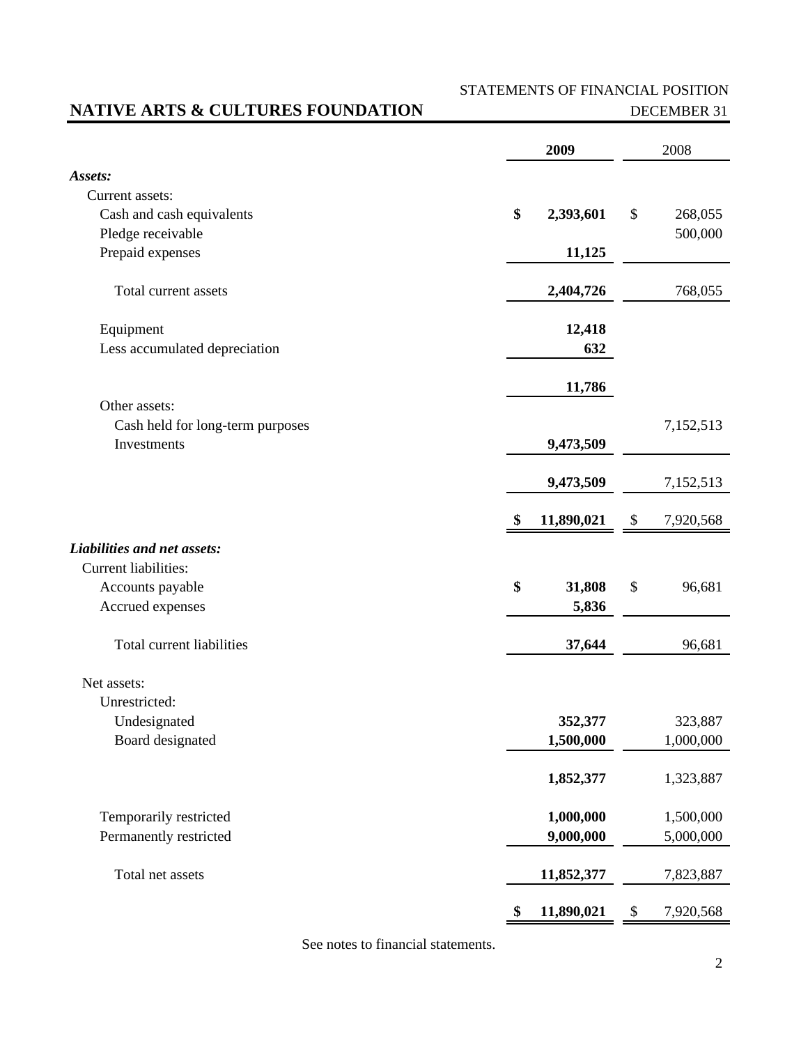# NATIVE ARTS & CULTURES FOUNDATION

STATEMENTS OF FINANCIAL POSITION
DECEMBER 31

| | 2009 | 2008 |
|---|---|---|
| ***Assets:*** | | |
| Current assets: | | |
| Cash and cash equivalents | **$ 2,393,601** | $ 268,055 |
| Pledge receivable | | 500,000 |
| Prepaid expenses | **11,125** | |
| Total current assets | **2,404,726** | 768,055 |
| Equipment | **12,418** | |
| Less accumulated depreciation | **632** | |
| | **11,786** | |
| Other assets: | | |
| Cash held for long-term purposes | | 7,152,513 |
| Investments | **9,473,509** | |
| | **9,473,509** | 7,152,513 |
| | **$ 11,890,021** | $ 7,920,568 |
| ***Liabilities and net assets:*** | | |
| Current liabilities: | | |
| Accounts payable | **$ 31,808** | $ 96,681 |
| Accrued expenses | **5,836** | |
| Total current liabilities | **37,644** | 96,681 |
| Net assets: | | |
| Unrestricted: | | |
| Undesignated | **352,377** | 323,887 |
| Board designated | **1,500,000** | 1,000,000 |
| | **1,852,377** | 1,323,887 |
| Temporarily restricted | **1,000,000** | 1,500,000 |
| Permanently restricted | **9,000,000** | 5,000,000 |
| Total net assets | **11,852,377** | 7,823,887 |
| | **$ 11,890,021** | $ 7,920,568 |

See notes to financial statements.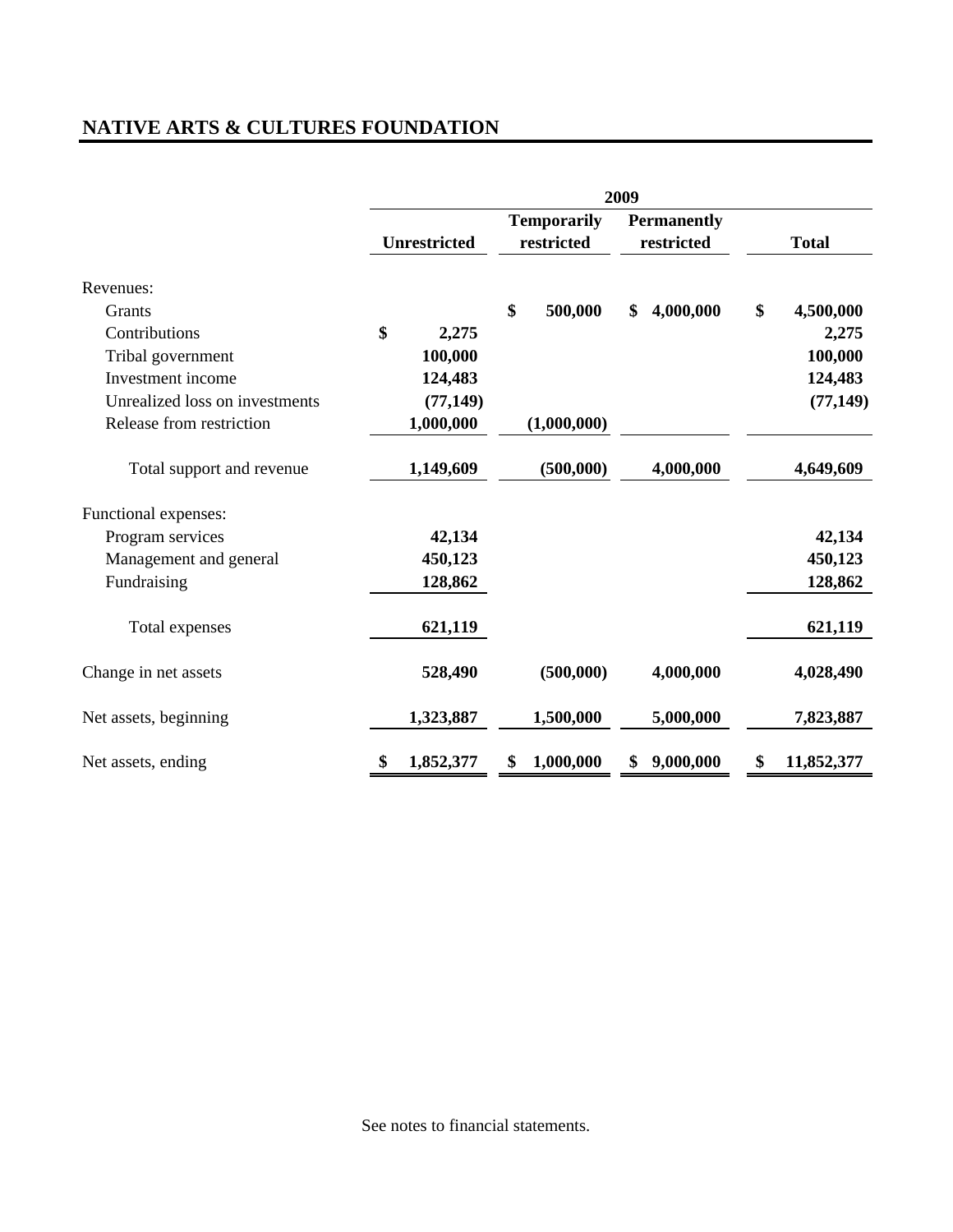## NATIVE ARTS & CULTURES FOUNDATION

| | 2009 | | | |
|---|---|---|---|---|
| | Unrestricted | Temporarily restricted | Permanently restricted | Total |
| Revenues: | | | | |
| Grants | | $ 500,000 | $ 4,000,000 | $ 4,500,000 |
| Contributions | $ 2,275 | | | 2,275 |
| Tribal government | 100,000 | | | 100,000 |
| Investment income | 124,483 | | | 124,483 |
| Unrealized loss on investments | (77,149) | | | (77,149) |
| Release from restriction | 1,000,000 | (1,000,000) | | |
| Total support and revenue | 1,149,609 | (500,000) | 4,000,000 | 4,649,609 |
| Functional expenses: | | | | |
| Program services | 42,134 | | | 42,134 |
| Management and general | 450,123 | | | 450,123 |
| Fundraising | 128,862 | | | 128,862 |
| Total expenses | 621,119 | | | 621,119 |
| Change in net assets | 528,490 | (500,000) | 4,000,000 | 4,028,490 |
| Net assets, beginning | 1,323,887 | 1,500,000 | 5,000,000 | 7,823,887 |
| Net assets, ending | $ 1,852,377 | $ 1,000,000 | $ 9,000,000 | $ 11,852,377 |

See notes to financial statements.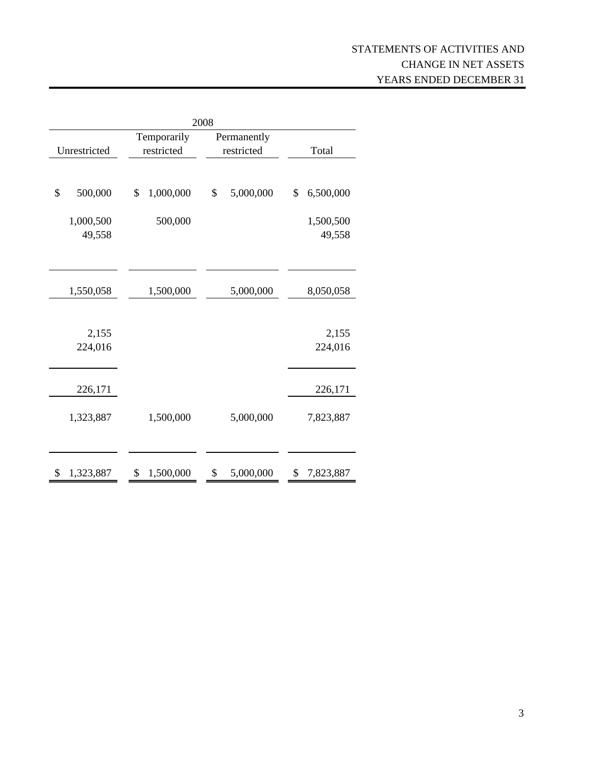# STATEMENTS OF ACTIVITIES AND CHANGE IN NET ASSETS
## YEARS ENDED DECEMBER 31

| 2008 | | | |
|---|---|---|---|
| Unrestricted | Temporarily restricted | Permanently restricted | Total |
| $ 500,000 | $ 1,000,000 | $ 5,000,000 | $ 6,500,000 |
| 1,000,500 | 500,000 | | 1,500,500 |
| 49,558 | | | 49,558 |
| 1,550,058 | 1,500,000 | 5,000,000 | 8,050,058 |
| 2,155 | | | 2,155 |
| 224,016 | | | 224,016 |
| 226,171 | | | 226,171 |
| 1,323,887 | 1,500,000 | 5,000,000 | 7,823,887 |
| $ 1,323,887 | $ 1,500,000 | $ 5,000,000 | $ 7,823,887 |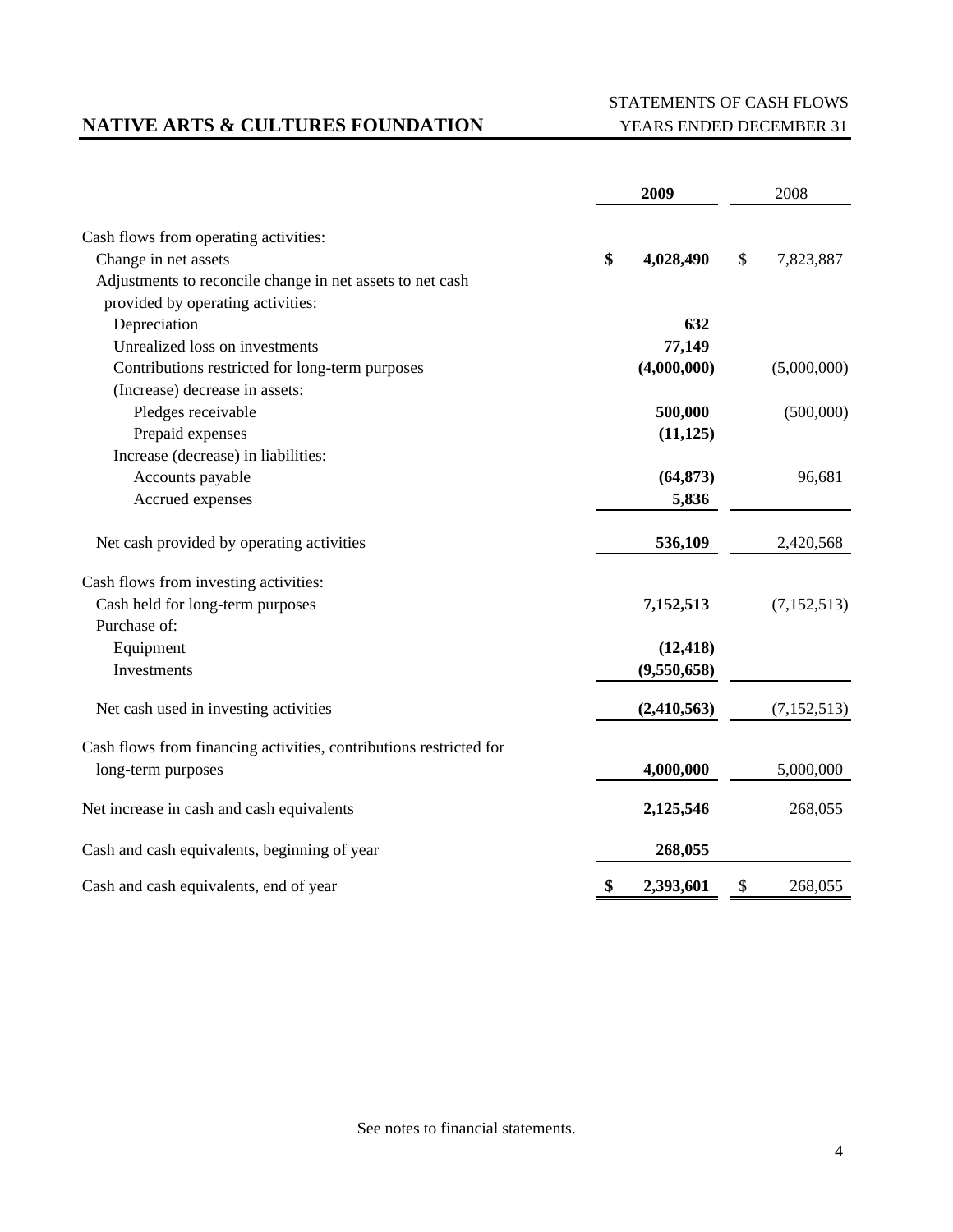# NATIVE ARTS & CULTURES FOUNDATION

STATEMENTS OF CASH FLOWS
YEARS ENDED DECEMBER 31

| | 2009 | 2008 |
|---|---|---|
| Cash flows from operating activities: | | |
| Change in net assets | **$ 4,028,490** | $ 7,823,887 |
| Adjustments to reconcile change in net assets to net cash provided by operating activities: | | |
| Depreciation | **632** | |
| Unrealized loss on investments | **77,149** | |
| Contributions restricted for long-term purposes | **(4,000,000)** | (5,000,000) |
| (Increase) decrease in assets: | | |
| Pledges receivable | **500,000** | (500,000) |
| Prepaid expenses | **(11,125)** | |
| Increase (decrease) in liabilities: | | |
| Accounts payable | **(64,873)** | 96,681 |
| Accrued expenses | **5,836** | |
| Net cash provided by operating activities | **536,109** | 2,420,568 |
| Cash flows from investing activities: | | |
| Cash held for long-term purposes | **7,152,513** | (7,152,513) |
| Purchase of: | | |
| Equipment | **(12,418)** | |
| Investments | **(9,550,658)** | |
| Net cash used in investing activities | **(2,410,563)** | (7,152,513) |
| Cash flows from financing activities, contributions restricted for long-term purposes | **4,000,000** | 5,000,000 |
| Net increase in cash and cash equivalents | **2,125,546** | 268,055 |
| Cash and cash equivalents, beginning of year | **268,055** | |
| Cash and cash equivalents, end of year | **$ 2,393,601** | $ 268,055 |

See notes to financial statements.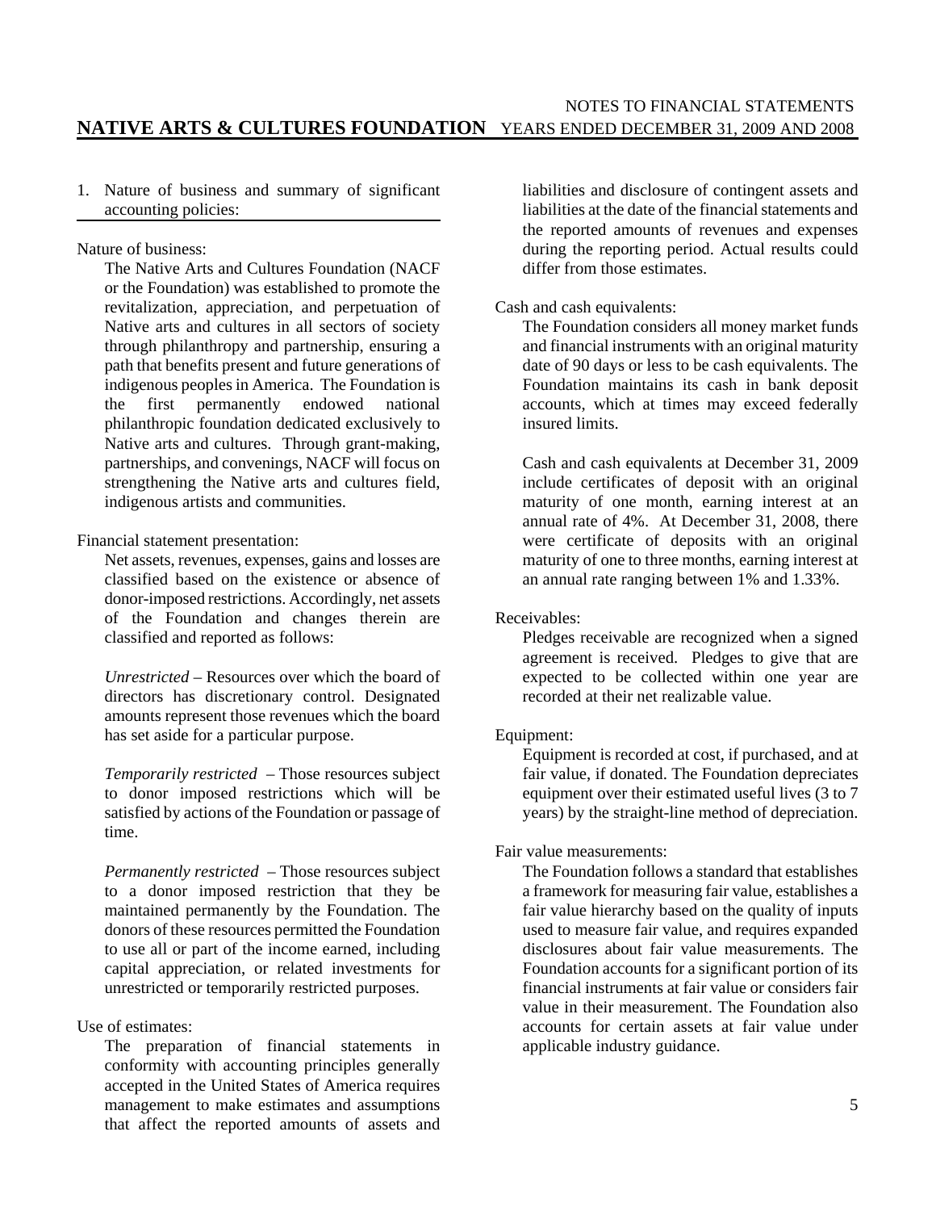## 1. Nature of business and summary of significant accounting policies:

Nature of business:

The Native Arts and Cultures Foundation (NACF or the Foundation) was established to promote the revitalization, appreciation, and perpetuation of Native arts and cultures in all sectors of society through philanthropy and partnership, ensuring a path that benefits present and future generations of indigenous peoples in America. The Foundation is the first permanently endowed national philanthropic foundation dedicated exclusively to Native arts and cultures. Through grant-making, partnerships, and convenings, NACF will focus on strengthening the Native arts and cultures field, indigenous artists and communities.

Financial statement presentation:

Net assets, revenues, expenses, gains and losses are classified based on the existence or absence of donor-imposed restrictions. Accordingly, net assets of the Foundation and changes therein are classified and reported as follows:

*Unrestricted* – Resources over which the board of directors has discretionary control. Designated amounts represent those revenues which the board has set aside for a particular purpose.

*Temporarily restricted* – Those resources subject to donor imposed restrictions which will be satisfied by actions of the Foundation or passage of time.

*Permanently restricted* – Those resources subject to a donor imposed restriction that they be maintained permanently by the Foundation. The donors of these resources permitted the Foundation to use all or part of the income earned, including capital appreciation, or related investments for unrestricted or temporarily restricted purposes.

Use of estimates:

The preparation of financial statements in conformity with accounting principles generally accepted in the United States of America requires management to make estimates and assumptions that affect the reported amounts of assets and liabilities and disclosure of contingent assets and liabilities at the date of the financial statements and the reported amounts of revenues and expenses during the reporting period. Actual results could differ from those estimates.

Cash and cash equivalents:

The Foundation considers all money market funds and financial instruments with an original maturity date of 90 days or less to be cash equivalents. The Foundation maintains its cash in bank deposit accounts, which at times may exceed federally insured limits.

Cash and cash equivalents at December 31, 2009 include certificates of deposit with an original maturity of one month, earning interest at an annual rate of 4%. At December 31, 2008, there were certificate of deposits with an original maturity of one to three months, earning interest at an annual rate ranging between 1% and 1.33%.

Receivables:

Pledges receivable are recognized when a signed agreement is received. Pledges to give that are expected to be collected within one year are recorded at their net realizable value.

Equipment:

Equipment is recorded at cost, if purchased, and at fair value, if donated. The Foundation depreciates equipment over their estimated useful lives (3 to 7 years) by the straight-line method of depreciation.

Fair value measurements:

The Foundation follows a standard that establishes a framework for measuring fair value, establishes a fair value hierarchy based on the quality of inputs used to measure fair value, and requires expanded disclosures about fair value measurements. The Foundation accounts for a significant portion of its financial instruments at fair value or considers fair value in their measurement. The Foundation also accounts for certain assets at fair value under applicable industry guidance.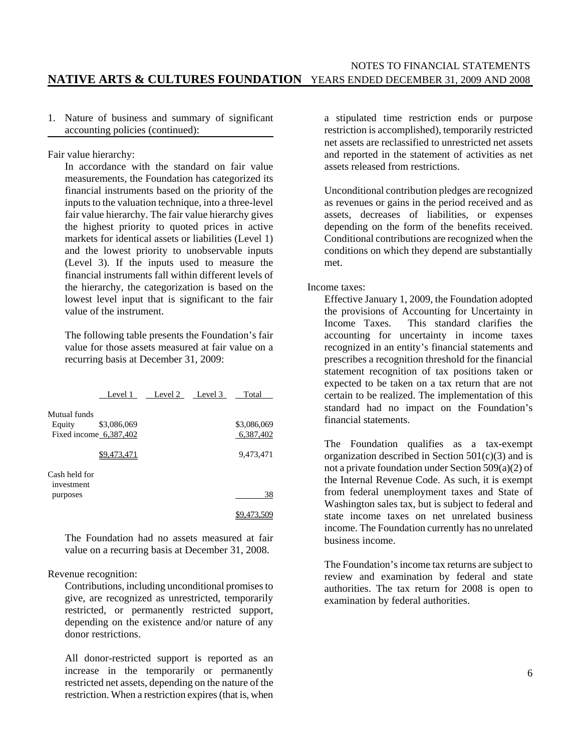1. Nature of business and summary of significant accounting policies (continued):

Fair value hierarchy:

In accordance with the standard on fair value measurements, the Foundation has categorized its financial instruments based on the priority of the inputs to the valuation technique, into a three-level fair value hierarchy. The fair value hierarchy gives the highest priority to quoted prices in active markets for identical assets or liabilities (Level 1) and the lowest priority to unobservable inputs (Level 3). If the inputs used to measure the financial instruments fall within different levels of the hierarchy, the categorization is based on the lowest level input that is significant to the fair value of the instrument.

The following table presents the Foundation's fair value for those assets measured at fair value on a recurring basis at December 31, 2009:

| | Level 1 | Level 2 | Level 3 | Total |
|---|---|---|---|---|
| Mutual funds | | | | |
| Equity | $3,086,069 | | | $3,086,069 |
| Fixed income | 6,387,402 | | | 6,387,402 |
| | $9,473,471 | | | 9,473,471 |
| Cash held for investment purposes | | | | 38 |
| | | | | $9,473,509 |

The Foundation had no assets measured at fair value on a recurring basis at December 31, 2008.

Revenue recognition:

Contributions, including unconditional promises to give, are recognized as unrestricted, temporarily restricted, or permanently restricted support, depending on the existence and/or nature of any donor restrictions.

All donor-restricted support is reported as an increase in the temporarily or permanently restricted net assets, depending on the nature of the restriction. When a restriction expires (that is, when a stipulated time restriction ends or purpose restriction is accomplished), temporarily restricted net assets are reclassified to unrestricted net assets and reported in the statement of activities as net assets released from restrictions.

Unconditional contribution pledges are recognized as revenues or gains in the period received and as assets, decreases of liabilities, or expenses depending on the form of the benefits received. Conditional contributions are recognized when the conditions on which they depend are substantially met.

Income taxes:

Effective January 1, 2009, the Foundation adopted the provisions of Accounting for Uncertainty in Income Taxes. This standard clarifies the accounting for uncertainty in income taxes recognized in an entity's financial statements and prescribes a recognition threshold for the financial statement recognition of tax positions taken or expected to be taken on a tax return that are not certain to be realized. The implementation of this standard had no impact on the Foundation's financial statements.

The Foundation qualifies as a tax-exempt organization described in Section 501(c)(3) and is not a private foundation under Section 509(a)(2) of the Internal Revenue Code. As such, it is exempt from federal unemployment taxes and State of Washington sales tax, but is subject to federal and state income taxes on net unrelated business income. The Foundation currently has no unrelated business income.

The Foundation's income tax returns are subject to review and examination by federal and state authorities. The tax return for 2008 is open to examination by federal authorities.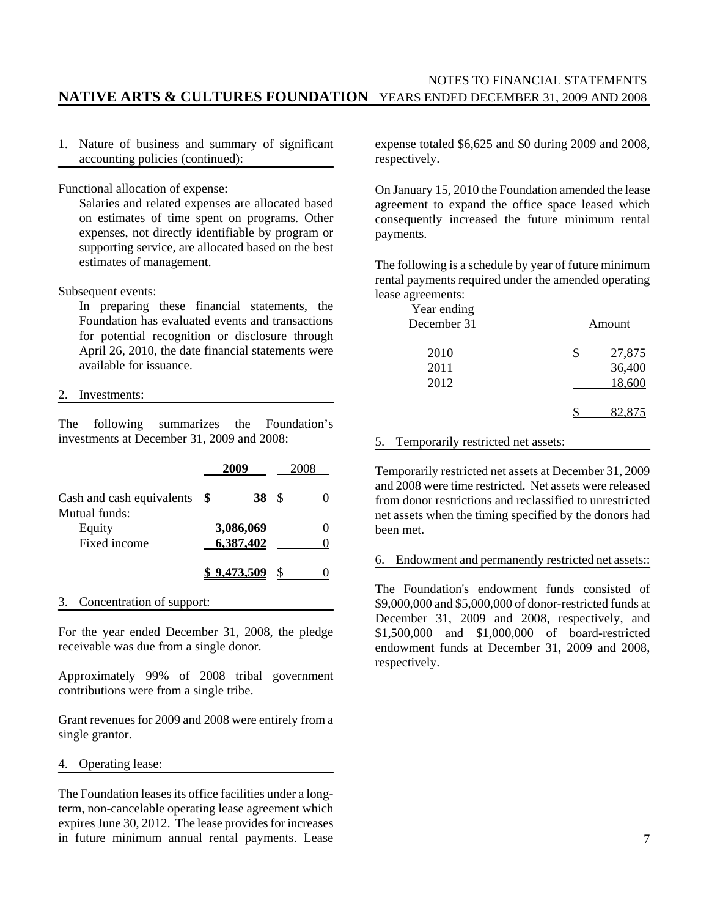1. Nature of business and summary of significant accounting policies (continued):

Functional allocation of expense:

Salaries and related expenses are allocated based on estimates of time spent on programs. Other expenses, not directly identifiable by program or supporting service, are allocated based on the best estimates of management.

Subsequent events:

In preparing these financial statements, the Foundation has evaluated events and transactions for potential recognition or disclosure through April 26, 2010, the date financial statements were available for issuance.

2. Investments:

The following summarizes the Foundation's investments at December 31, 2009 and 2008:

| | **2009** | 2008 |
|---|---|---|
| Cash and cash equivalents | **$ 38** | $ 0 |
| Mutual funds: | | |
| Equity | **3,086,069** | 0 |
| Fixed income | **6,387,402** | 0 |
| | **$ 9,473,509** | $ 0 |

3. Concentration of support:

For the year ended December 31, 2008, the pledge receivable was due from a single donor.

Approximately 99% of 2008 tribal government contributions were from a single tribe.

Grant revenues for 2009 and 2008 were entirely from a single grantor.

4. Operating lease:

The Foundation leases its office facilities under a long-term, non-cancelable operating lease agreement which expires June 30, 2012. The lease provides for increases in future minimum annual rental payments. Lease expense totaled $6,625 and $0 during 2009 and 2008, respectively.

On January 15, 2010 the Foundation amended the lease agreement to expand the office space leased which consequently increased the future minimum rental payments.

The following is a schedule by year of future minimum rental payments required under the amended operating lease agreements:

| Year ending December 31 | Amount |
|---|---|
| 2010 | $ 27,875 |
| 2011 | 36,400 |
| 2012 | 18,600 |
| | $ 82,875 |

5. Temporarily restricted net assets:

Temporarily restricted net assets at December 31, 2009 and 2008 were time restricted. Net assets were released from donor restrictions and reclassified to unrestricted net assets when the timing specified by the donors had been met.

6. Endowment and permanently restricted net assets::

The Foundation's endowment funds consisted of $9,000,000 and $5,000,000 of donor-restricted funds at December 31, 2009 and 2008, respectively, and $1,500,000 and $1,000,000 of board-restricted endowment funds at December 31, 2009 and 2008, respectively.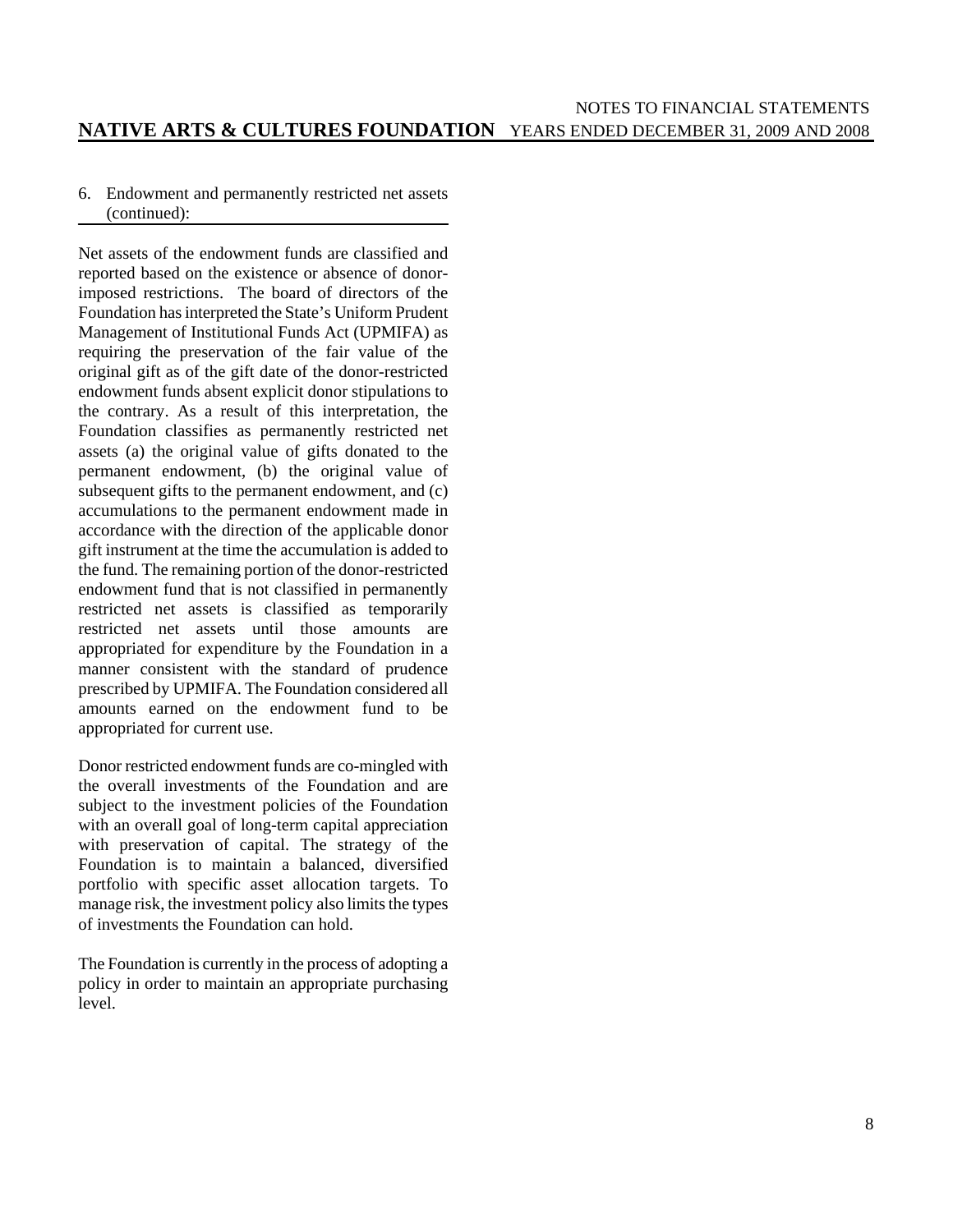6. Endowment and permanently restricted net assets (continued):

Net assets of the endowment funds are classified and reported based on the existence or absence of donor-imposed restrictions. The board of directors of the Foundation has interpreted the State's Uniform Prudent Management of Institutional Funds Act (UPMIFA) as requiring the preservation of the fair value of the original gift as of the gift date of the donor-restricted endowment funds absent explicit donor stipulations to the contrary. As a result of this interpretation, the Foundation classifies as permanently restricted net assets (a) the original value of gifts donated to the permanent endowment, (b) the original value of subsequent gifts to the permanent endowment, and (c) accumulations to the permanent endowment made in accordance with the direction of the applicable donor gift instrument at the time the accumulation is added to the fund. The remaining portion of the donor-restricted endowment fund that is not classified in permanently restricted net assets is classified as temporarily restricted net assets until those amounts are appropriated for expenditure by the Foundation in a manner consistent with the standard of prudence prescribed by UPMIFA. The Foundation considered all amounts earned on the endowment fund to be appropriated for current use.

Donor restricted endowment funds are co-mingled with the overall investments of the Foundation and are subject to the investment policies of the Foundation with an overall goal of long-term capital appreciation with preservation of capital. The strategy of the Foundation is to maintain a balanced, diversified portfolio with specific asset allocation targets. To manage risk, the investment policy also limits the types of investments the Foundation can hold.

The Foundation is currently in the process of adopting a policy in order to maintain an appropriate purchasing level.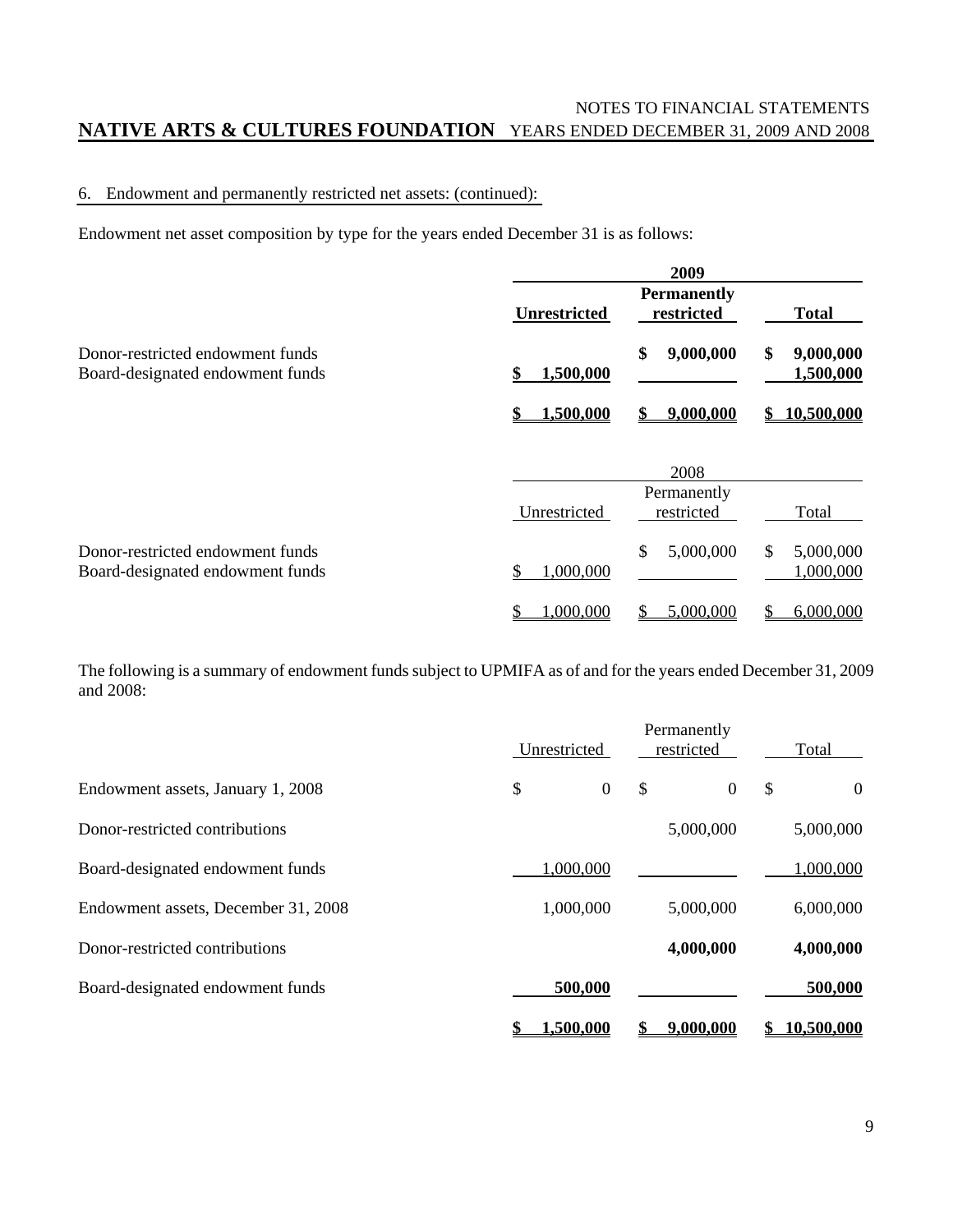## 6. Endowment and permanently restricted net assets: (continued):

Endowment net asset composition by type for the years ended December 31 is as follows:

| | **2009** | | |
|---|---|---|---|
| | **Unrestricted** | **Permanently restricted** | **Total** |
| Donor-restricted endowment funds | | **$ 9,000,000** | **$ 9,000,000** |
| Board-designated endowment funds | **$ 1,500,000** | | **1,500,000** |
| | **$ 1,500,000** | **$ 9,000,000** | **$ 10,500,000** |

| | 2008 | | |
|---|---|---|---|
| | Unrestricted | Permanently restricted | Total |
| Donor-restricted endowment funds | | $ 5,000,000 | $ 5,000,000 |
| Board-designated endowment funds | $ 1,000,000 | | 1,000,000 |
| | $ 1,000,000 | $ 5,000,000 | $ 6,000,000 |

The following is a summary of endowment funds subject to UPMIFA as of and for the years ended December 31, 2009 and 2008:

| | Unrestricted | Permanently restricted | Total |
|---|---|---|---|
| Endowment assets, January 1, 2008 | $ 0 | $ 0 | $ 0 |
| Donor-restricted contributions | | 5,000,000 | 5,000,000 |
| Board-designated endowment funds | 1,000,000 | | 1,000,000 |
| Endowment assets, December 31, 2008 | 1,000,000 | 5,000,000 | 6,000,000 |
| Donor-restricted contributions | | **4,000,000** | **4,000,000** |
| Board-designated endowment funds | **500,000** | | **500,000** |
| | **$ 1,500,000** | **$ 9,000,000** | **$ 10,500,000** |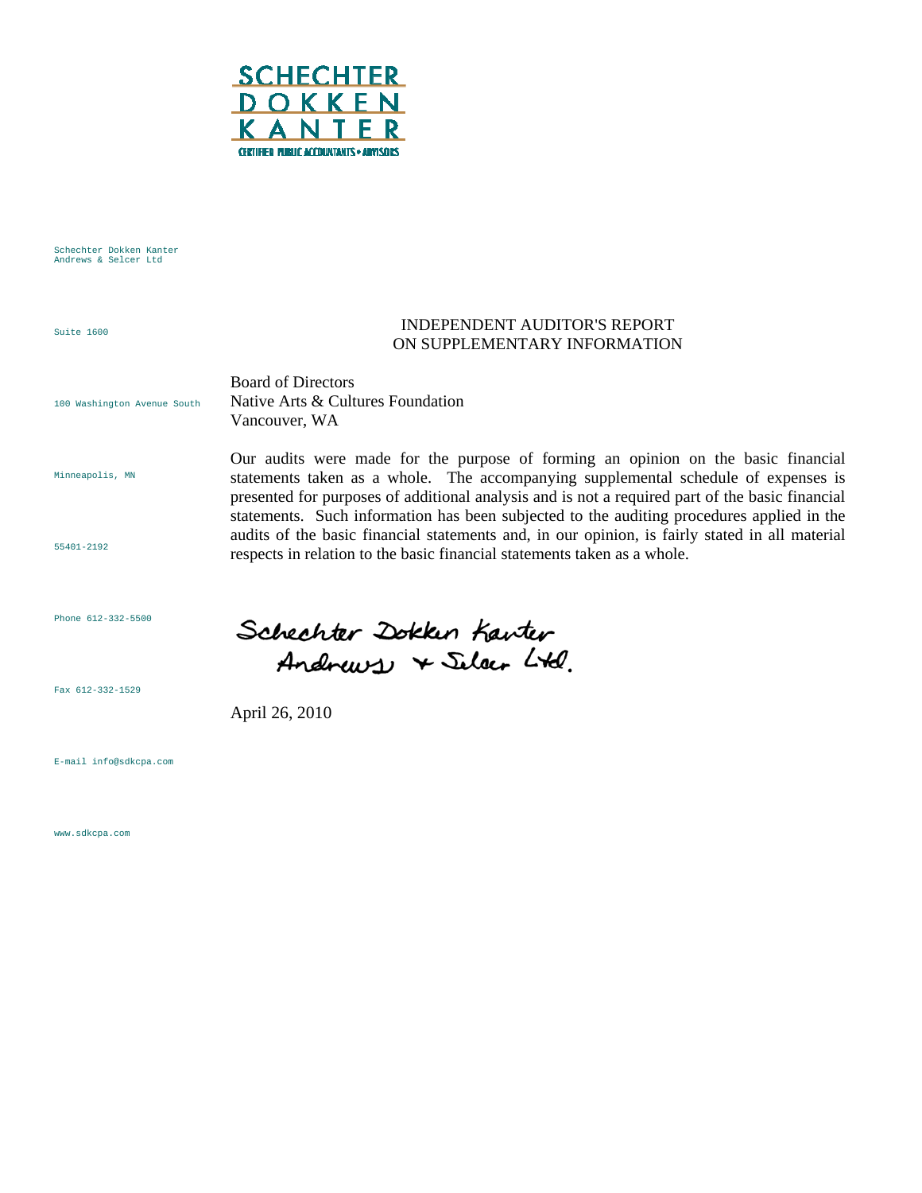SCHECHTER
DOKKEN
KANTER
CERTIFIED PUBLIC ACCOUNTANTS • ADVISORS

Schechter Dokken Kanter
Andrews & Selcer Ltd

Suite 1600

100 Washington Avenue South

Minneapolis, MN

55401-2192

Phone 612-332-5500

Fax 612-332-1529

E-mail info@sdkcpa.com

www.sdkcpa.com

# INDEPENDENT AUDITOR'S REPORT ON SUPPLEMENTARY INFORMATION

Board of Directors
Native Arts & Cultures Foundation
Vancouver, WA

Our audits were made for the purpose of forming an opinion on the basic financial statements taken as a whole. The accompanying supplemental schedule of expenses is presented for purposes of additional analysis and is not a required part of the basic financial statements. Such information has been subjected to the auditing procedures applied in the audits of the basic financial statements and, in our opinion, is fairly stated in all material respects in relation to the basic financial statements taken as a whole.

Schechter Dokken Kanter Andrews & Selcer Ltd.

April 26, 2010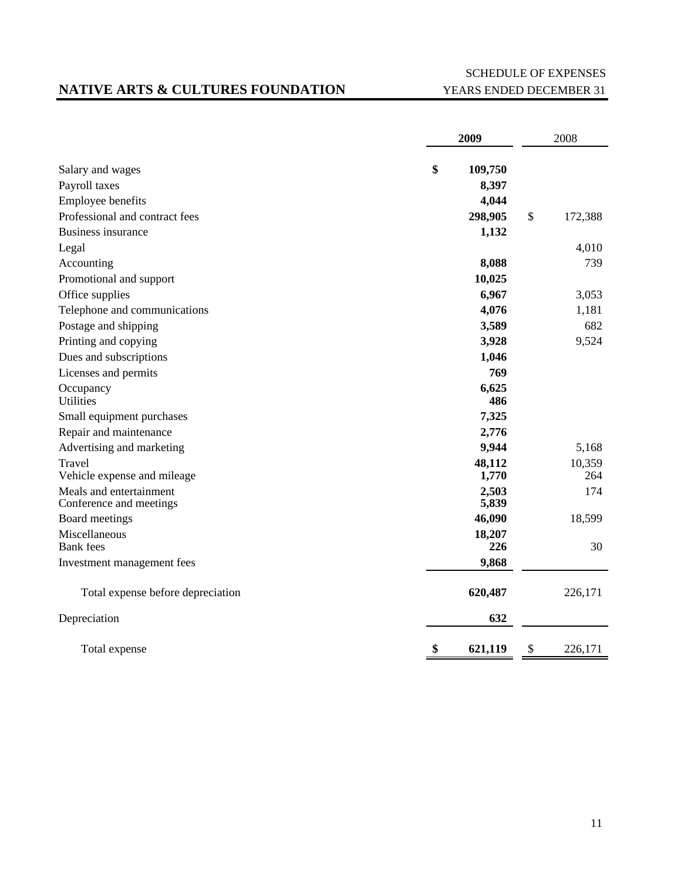# NATIVE ARTS & CULTURES FOUNDATION

SCHEDULE OF EXPENSES
YEARS ENDED DECEMBER 31

| | 2009 | 2008 |
|---|---|---|
| Salary and wages | $ 109,750 | |
| Payroll taxes | 8,397 | |
| Employee benefits | 4,044 | |
| Professional and contract fees | 298,905 | $ 172,388 |
| Business insurance | 1,132 | |
| Legal | | 4,010 |
| Accounting | 8,088 | 739 |
| Promotional and support | 10,025 | |
| Office supplies | 6,967 | 3,053 |
| Telephone and communications | 4,076 | 1,181 |
| Postage and shipping | 3,589 | 682 |
| Printing and copying | 3,928 | 9,524 |
| Dues and subscriptions | 1,046 | |
| Licenses and permits | 769 | |
| Occupancy | 6,625 | |
| Utilities | 486 | |
| Small equipment purchases | 7,325 | |
| Repair and maintenance | 2,776 | |
| Advertising and marketing | 9,944 | 5,168 |
| Travel | 48,112 | 10,359 |
| Vehicle expense and mileage | 1,770 | 264 |
| Meals and entertainment | 2,503 | 174 |
| Conference and meetings | 5,839 | |
| Board meetings | 46,090 | 18,599 |
| Miscellaneous | 18,207 | |
| Bank fees | 226 | 30 |
| Investment management fees | 9,868 | |
| Total expense before depreciation | 620,487 | 226,171 |
| Depreciation | 632 | |
| Total expense | $ 621,119 | $ 226,171 |